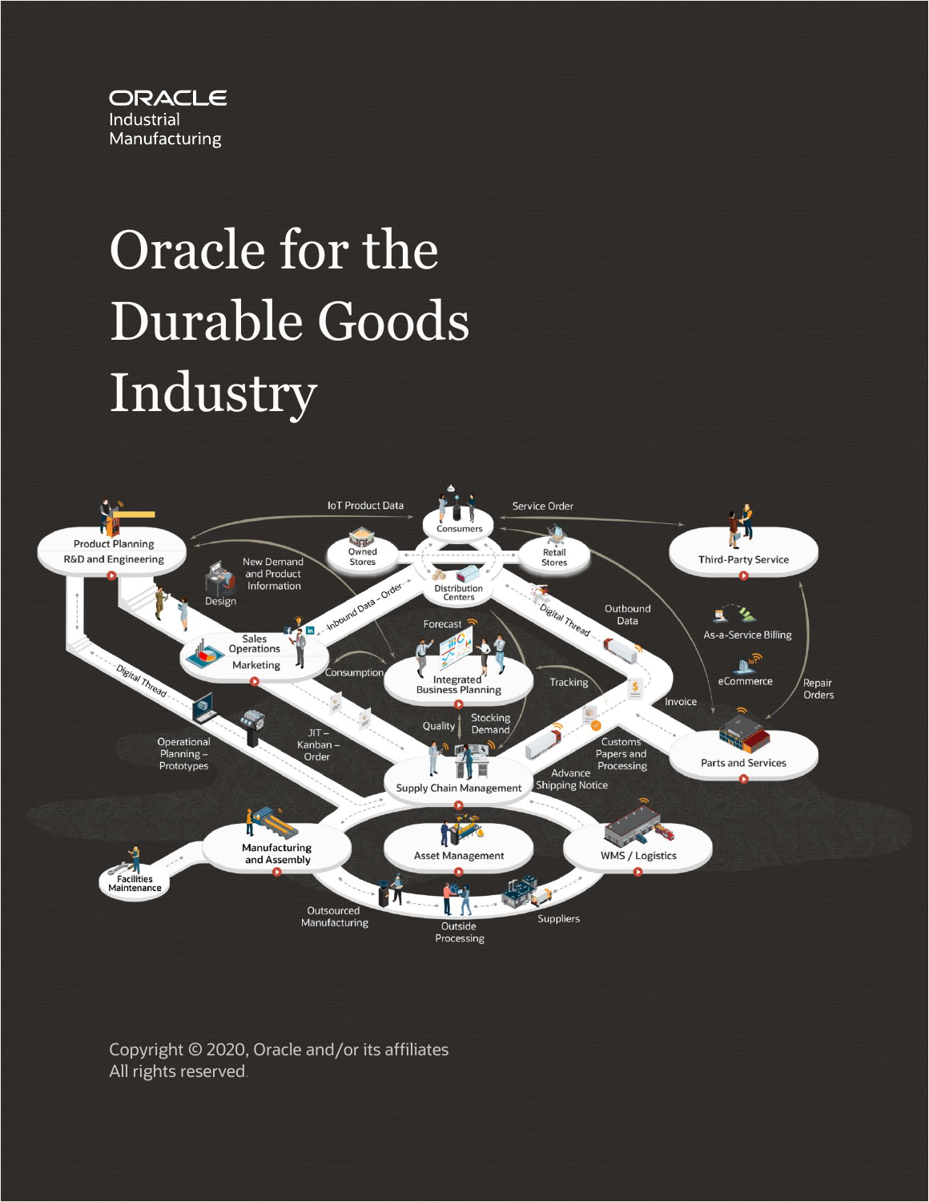ORACLE
Industrial
Manufacturing

# Oracle for the Durable Goods Industry

Copyright © 2020, Oracle and/or its affiliates
All rights reserved.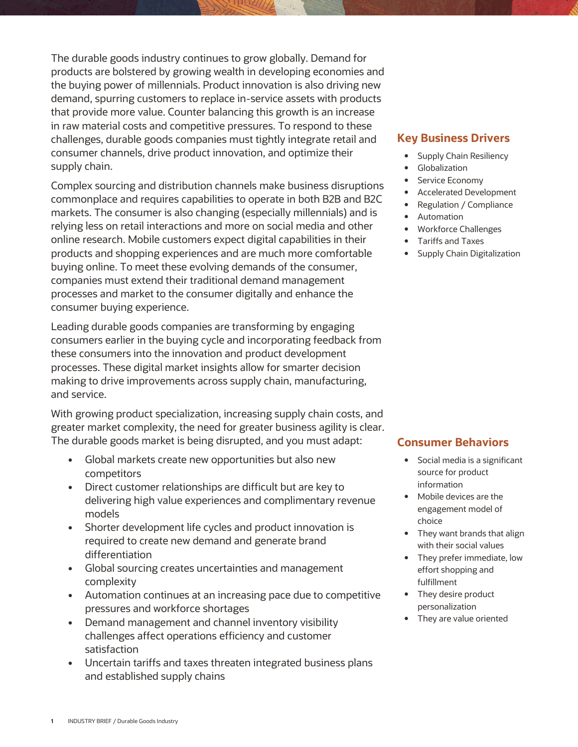The durable goods industry continues to grow globally. Demand for products are bolstered by growing wealth in developing economies and the buying power of millennials. Product innovation is also driving new demand, spurring customers to replace in-service assets with products that provide more value. Counter balancing this growth is an increase in raw material costs and competitive pressures. To respond to these challenges, durable goods companies must tightly integrate retail and consumer channels, drive product innovation, and optimize their supply chain.

Complex sourcing and distribution channels make business disruptions commonplace and requires capabilities to operate in both B2B and B2C markets. The consumer is also changing (especially millennials) and is relying less on retail interactions and more on social media and other online research. Mobile customers expect digital capabilities in their products and shopping experiences and are much more comfortable buying online. To meet these evolving demands of the consumer, companies must extend their traditional demand management processes and market to the consumer digitally and enhance the consumer buying experience.

Leading durable goods companies are transforming by engaging consumers earlier in the buying cycle and incorporating feedback from these consumers into the innovation and product development processes. These digital market insights allow for smarter decision making to drive improvements across supply chain, manufacturing, and service.

With growing product specialization, increasing supply chain costs, and greater market complexity, the need for greater business agility is clear. The durable goods market is being disrupted, and you must adapt:

- Global markets create new opportunities but also new competitors
- Direct customer relationships are difficult but are key to delivering high value experiences and complimentary revenue models
- Shorter development life cycles and product innovation is required to create new demand and generate brand differentiation
- Global sourcing creates uncertainties and management complexity
- Automation continues at an increasing pace due to competitive pressures and workforce shortages
- Demand management and channel inventory visibility challenges affect operations efficiency and customer satisfaction
- Uncertain tariffs and taxes threaten integrated business plans and established supply chains

## Key Business Drivers

- Supply Chain Resiliency
- Globalization
- Service Economy
- Accelerated Development
- Regulation / Compliance
- Automation
- Workforce Challenges
- Tariffs and Taxes
- Supply Chain Digitalization

## Consumer Behaviors

- Social media is a significant source for product information
- Mobile devices are the engagement model of choice
- They want brands that align with their social values
- They prefer immediate, low effort shopping and fulfillment
- They desire product personalization
- They are value oriented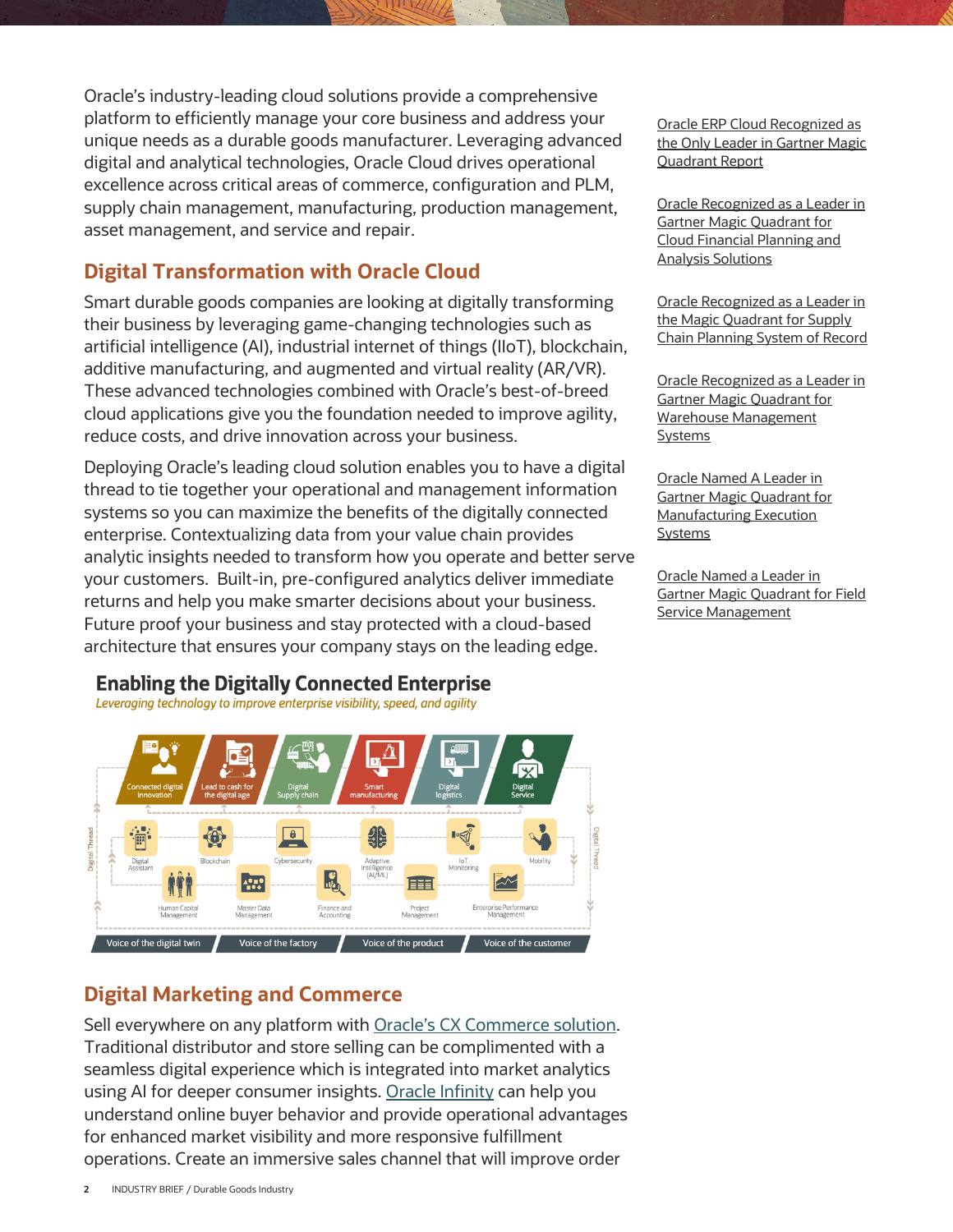Oracle's industry-leading cloud solutions provide a comprehensive platform to efficiently manage your core business and address your unique needs as a durable goods manufacturer. Leveraging advanced digital and analytical technologies, Oracle Cloud drives operational excellence across critical areas of commerce, configuration and PLM, supply chain management, manufacturing, production management, asset management, and service and repair.

## Digital Transformation with Oracle Cloud

Smart durable goods companies are looking at digitally transforming their business by leveraging game-changing technologies such as artificial intelligence (AI), industrial internet of things (IIoT), blockchain, additive manufacturing, and augmented and virtual reality (AR/VR). These advanced technologies combined with Oracle's best-of-breed cloud applications give you the foundation needed to improve agility, reduce costs, and drive innovation across your business.

Deploying Oracle's leading cloud solution enables you to have a digital thread to tie together your operational and management information systems so you can maximize the benefits of the digitally connected enterprise. Contextualizing data from your value chain provides analytic insights needed to transform how you operate and better serve your customers. Built-in, pre-configured analytics deliver immediate returns and help you make smarter decisions about your business. Future proof your business and stay protected with a cloud-based architecture that ensures your company stays on the leading edge.

### Enabling the Digitally Connected Enterprise

*Leveraging technology to improve enterprise visibility, speed, and agility*

Connected digital innovation | Lead to cash for the digital age | Digital Supply chain | Smart manufacturing | Digital logistics | Digital Service

Digital Assistant | Blockchain | Cybersecurity | Adaptive Intelligence (AI/ML) | IoT Monitoring | Mobility

Human Capital Management | Master Data Management | Finance and Accounting | Project Management | Enterprise Performance Management

Digital Thread

Voice of the digital twin | Voice of the factory | Voice of the product | Voice of the customer

## Digital Marketing and Commerce

Sell everywhere on any platform with Oracle's CX Commerce solution. Traditional distributor and store selling can be complimented with a seamless digital experience which is integrated into market analytics using AI for deeper consumer insights. Oracle Infinity can help you understand online buyer behavior and provide operational advantages for enhanced market visibility and more responsive fulfillment operations. Create an immersive sales channel that will improve order

Oracle ERP Cloud Recognized as the Only Leader in Gartner Magic Quadrant Report

Oracle Recognized as a Leader in Gartner Magic Quadrant for Cloud Financial Planning and Analysis Solutions

Oracle Recognized as a Leader in the Magic Quadrant for Supply Chain Planning System of Record

Oracle Recognized as a Leader in Gartner Magic Quadrant for Warehouse Management Systems

Oracle Named A Leader in Gartner Magic Quadrant for Manufacturing Execution Systems

Oracle Named a Leader in Gartner Magic Quadrant for Field Service Management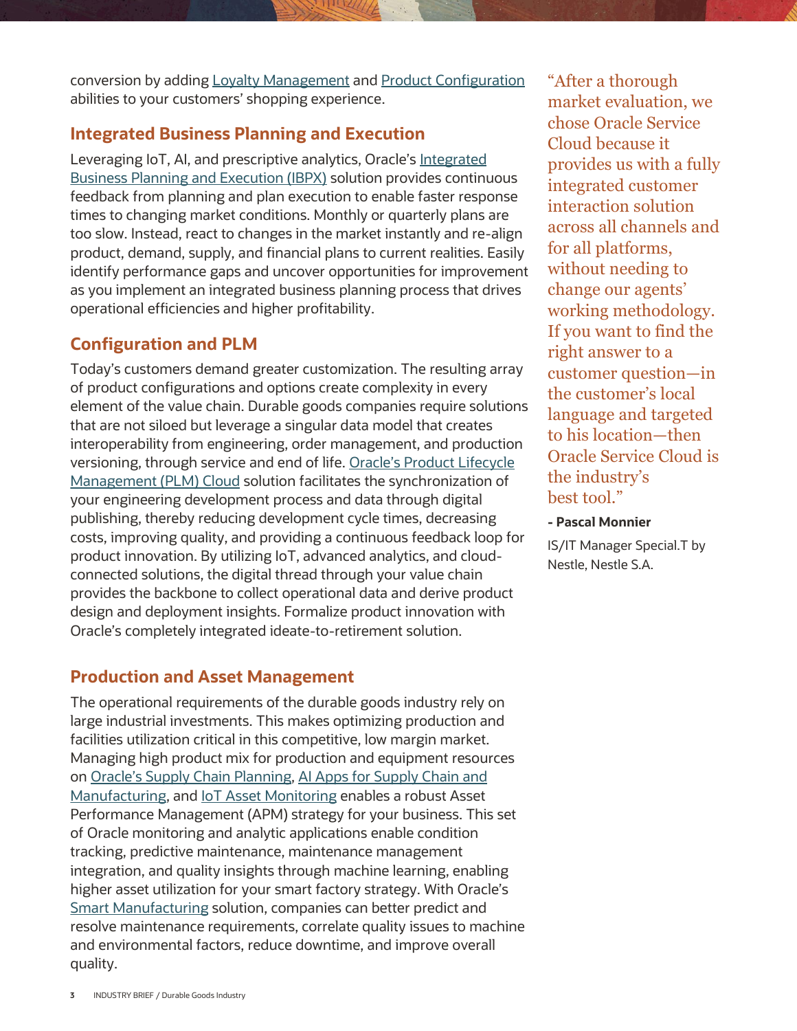conversion by adding Loyalty Management and Product Configuration abilities to your customers' shopping experience.

## Integrated Business Planning and Execution

Leveraging IoT, AI, and prescriptive analytics, Oracle's Integrated Business Planning and Execution (IBPX) solution provides continuous feedback from planning and plan execution to enable faster response times to changing market conditions. Monthly or quarterly plans are too slow. Instead, react to changes in the market instantly and re-align product, demand, supply, and financial plans to current realities. Easily identify performance gaps and uncover opportunities for improvement as you implement an integrated business planning process that drives operational efficiencies and higher profitability.

## Configuration and PLM

Today's customers demand greater customization. The resulting array of product configurations and options create complexity in every element of the value chain. Durable goods companies require solutions that are not siloed but leverage a singular data model that creates interoperability from engineering, order management, and production versioning, through service and end of life. Oracle's Product Lifecycle Management (PLM) Cloud solution facilitates the synchronization of your engineering development process and data through digital publishing, thereby reducing development cycle times, decreasing costs, improving quality, and providing a continuous feedback loop for product innovation. By utilizing IoT, advanced analytics, and cloud-connected solutions, the digital thread through your value chain provides the backbone to collect operational data and derive product design and deployment insights. Formalize product innovation with Oracle's completely integrated ideate-to-retirement solution.

## Production and Asset Management

The operational requirements of the durable goods industry rely on large industrial investments. This makes optimizing production and facilities utilization critical in this competitive, low margin market. Managing high product mix for production and equipment resources on Oracle's Supply Chain Planning, AI Apps for Supply Chain and Manufacturing, and IoT Asset Monitoring enables a robust Asset Performance Management (APM) strategy for your business. This set of Oracle monitoring and analytic applications enable condition tracking, predictive maintenance, maintenance management integration, and quality insights through machine learning, enabling higher asset utilization for your smart factory strategy. With Oracle's Smart Manufacturing solution, companies can better predict and resolve maintenance requirements, correlate quality issues to machine and environmental factors, reduce downtime, and improve overall quality.

> "After a thorough market evaluation, we chose Oracle Service Cloud because it provides us with a fully integrated customer interaction solution across all channels and for all platforms, without needing to change our agents' working methodology. If you want to find the right answer to a customer question—in the customer's local language and targeted to his location—then Oracle Service Cloud is the industry's best tool."
>
> **- Pascal Monnier**
>
> IS/IT Manager Special.T by Nestle, Nestle S.A.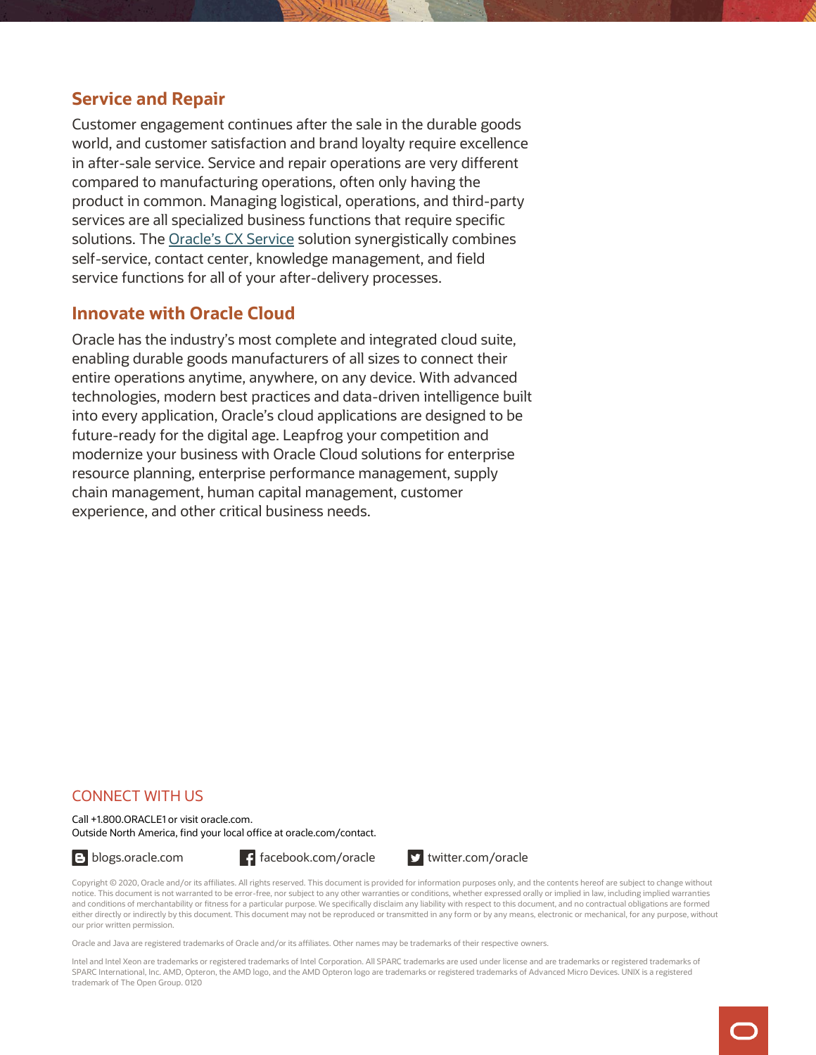## Service and Repair

Customer engagement continues after the sale in the durable goods world, and customer satisfaction and brand loyalty require excellence in after-sale service. Service and repair operations are very different compared to manufacturing operations, often only having the product in common. Managing logistical, operations, and third-party services are all specialized business functions that require specific solutions. The Oracle's CX Service solution synergistically combines self-service, contact center, knowledge management, and field service functions for all of your after-delivery processes.

## Innovate with Oracle Cloud

Oracle has the industry's most complete and integrated cloud suite, enabling durable goods manufacturers of all sizes to connect their entire operations anytime, anywhere, on any device. With advanced technologies, modern best practices and data-driven intelligence built into every application, Oracle's cloud applications are designed to be future-ready for the digital age. Leapfrog your competition and modernize your business with Oracle Cloud solutions for enterprise resource planning, enterprise performance management, supply chain management, human capital management, customer experience, and other critical business needs.

### CONNECT WITH US

Call +1.800.ORACLE1 or visit oracle.com.
Outside North America, find your local office at oracle.com/contact.

blogs.oracle.com facebook.com/oracle twitter.com/oracle

Copyright © 2020, Oracle and/or its affiliates. All rights reserved. This document is provided for information purposes only, and the contents hereof are subject to change without notice. This document is not warranted to be error-free, nor subject to any other warranties or conditions, whether expressed orally or implied in law, including implied warranties and conditions of merchantability or fitness for a particular purpose. We specifically disclaim any liability with respect to this document, and no contractual obligations are formed either directly or indirectly by this document. This document may not be reproduced or transmitted in any form or by any means, electronic or mechanical, for any purpose, without our prior written permission.

Oracle and Java are registered trademarks of Oracle and/or its affiliates. Other names may be trademarks of their respective owners.

Intel and Intel Xeon are trademarks or registered trademarks of Intel Corporation. All SPARC trademarks are used under license and are trademarks or registered trademarks of SPARC International, Inc. AMD, Opteron, the AMD logo, and the AMD Opteron logo are trademarks or registered trademarks of Advanced Micro Devices. UNIX is a registered trademark of The Open Group. 0120